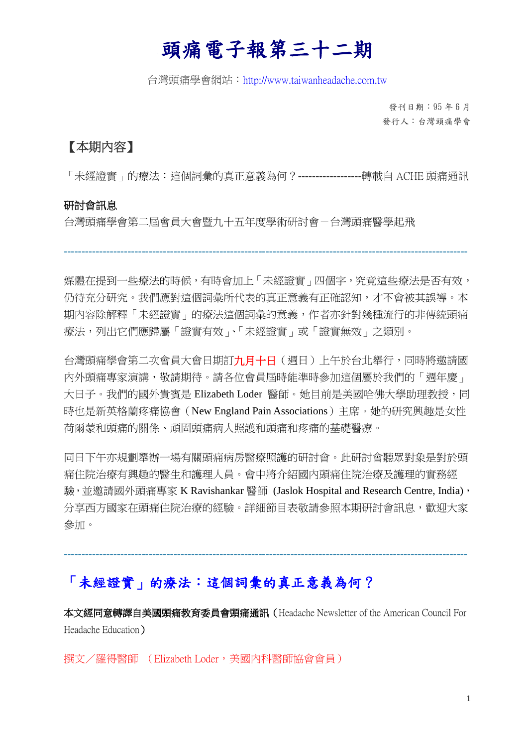# 頭痛電子報第三十二期

台灣頭痛學會網站：http://www.taiwanheadache.com.tw

發刊日期：95 年 6 月
發行人：台灣頭痛學會

## 【本期內容】

「未經證實」的療法：這個詞彙的真正意義為何？------------------轉載自 ACHE 頭痛通訊

**研討會訊息**

台灣頭痛學會第二屆會員大會暨九十五年度學術研討會－台灣頭痛醫學起飛

---

媒體在提到一些療法的時候，有時會加上「未經證實」四個字，究竟這些療法是否有效，仍待充分研究。我們應對這個詞彙所代表的真正意義有正確認知，才不會被其誤導。本期內容除解釋「未經證實」的療法這個詞彙的意義，作者亦針對幾種流行的非傳統頭痛療法，列出它們應歸屬「證實有效」、「未經證實」或「證實無效」之類別。

台灣頭痛學會第二次會員大會日期訂九月十日（週日）上午於台北舉行，同時將邀請國內外頭痛專家演講，敬請期待。請各位會員屆時能準時參加這個屬於我們的「週年慶」大日子。我們的國外貴賓是 Elizabeth Loder 醫師。她目前是美國哈佛大學助理教授，同時也是新英格蘭疼痛協會（New England Pain Associations）主席。她的研究興趣是女性荷爾蒙和頭痛的關係、頑固頭痛病人照護和頭痛和疼痛的基礎醫療。

同日下午亦規劃舉辦一場有關頭痛病房醫療照護的研討會。此研討會聽眾對象是對於頭痛住院治療有興趣的醫生和護理人員。會中將介紹國內頭痛住院治療及護理的實務經驗，並邀請國外頭痛專家 K Ravishankar 醫師 (Jaslok Hospital and Research Centre, India)，分享西方國家在頭痛住院治療的經驗。詳細節目表敬請參照本期研討會訊息，歡迎大家參加。

---

## 「未經證實」的療法：這個詞彙的真正意義為何？

**本文經同意轉譯自美國頭痛教育委員會頭痛通訊**（Headache Newsletter of the American Council For Headache Education）

撰文／羅得醫師 （Elizabeth Loder，美國內科醫師協會會員）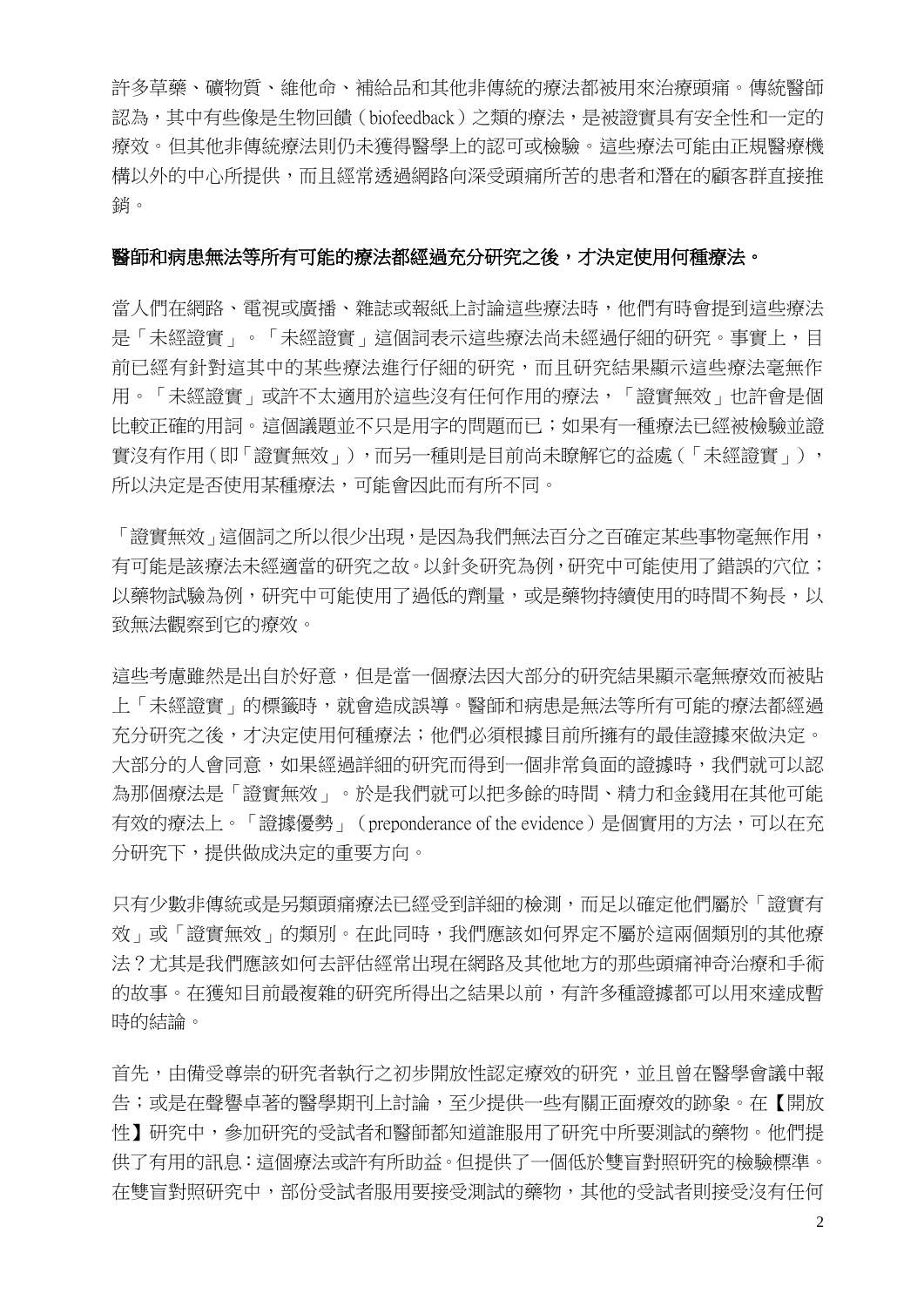許多草藥、礦物質、維他命、補給品和其他非傳統的療法都被用來治療頭痛。傳統醫師認為，其中有些像是生物回饋（biofeedback）之類的療法，是被證實具有安全性和一定的療效。但其他非傳統療法則仍未獲得醫學上的認可或檢驗。這些療法可能由正規醫療機構以外的中心所提供，而且經常透過網路向深受頭痛所苦的患者和潛在的顧客群直接推銷。

**醫師和病患無法等所有可能的療法都經過充分研究之後，才決定使用何種療法。**

當人們在網路、電視或廣播、雜誌或報紙上討論這些療法時，他們有時會提到這些療法是「未經證實」。「未經證實」這個詞表示這些療法尚未經過仔細的研究。事實上，目前已經有針對這其中的某些療法進行仔細的研究，而且研究結果顯示這些療法毫無作用。「未經證實」或許不太適用於這些沒有任何作用的療法，「證實無效」也許會是個比較正確的用詞。這個議題並不只是用字的問題而已；如果有一種療法已經被檢驗並證實沒有作用（即「證實無效」），而另一種則是目前尚未瞭解它的益處（「未經證實」），所以決定是否使用某種療法，可能會因此而有所不同。

「證實無效」這個詞之所以很少出現，是因為我們無法百分之百確定某些事物毫無作用，有可能是該療法未經適當的研究之故。以針灸研究為例，研究中可能使用了錯誤的穴位；以藥物試驗為例，研究中可能使用了過低的劑量，或是藥物持續使用的時間不夠長，以致無法觀察到它的療效。

這些考慮雖然是出自於好意，但是當一個療法因大部分的研究結果顯示毫無療效而被貼上「未經證實」的標籤時，就會造成誤導。醫師和病患是無法等所有可能的療法都經過充分研究之後，才決定使用何種療法；他們必須根據目前所擁有的最佳證據來做決定。大部分的人會同意，如果經過詳細的研究而得到一個非常負面的證據時，我們就可以認為那個療法是「證實無效」。於是我們就可以把多餘的時間、精力和金錢用在其他可能有效的療法上。「證據優勢」（preponderance of the evidence）是個實用的方法，可以在充分研究下，提供做成決定的重要方向。

只有少數非傳統或是另類頭痛療法已經受到詳細的檢測，而足以確定他們屬於「證實有效」或「證實無效」的類別。在此同時，我們應該如何界定不屬於這兩個類別的其他療法？尤其是我們應該如何去評估經常出現在網路及其他地方的那些頭痛神奇治療和手術的故事。在獲知目前最複雜的研究所得出之結果以前，有許多種證據都可以用來達成暫時的結論。

首先，由備受尊崇的研究者執行之初步開放性認定療效的研究，並且曾在醫學會議中報告；或是在聲譽卓著的醫學期刊上討論，至少提供一些有關正面療效的跡象。在【開放性】研究中，參加研究的受試者和醫師都知道誰服用了研究中所要測試的藥物。他們提供了有用的訊息：這個療法或許有所助益。但提供了一個低於雙盲對照研究的檢驗標準。在雙盲對照研究中，部份受試者服用要接受測試的藥物，其他的受試者則接受沒有任何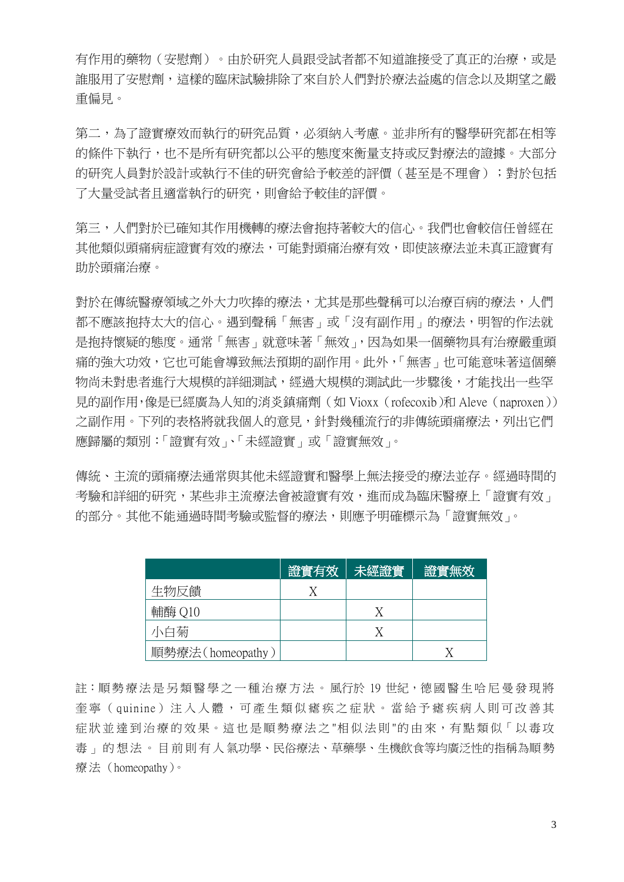有作用的藥物（安慰劑）。由於研究人員跟受試者都不知道誰接受了真正的治療，或是誰服用了安慰劑，這樣的臨床試驗排除了來自於人們對於療法益處的信念以及期望之嚴重偏見。

第二，為了證實療效而執行的研究品質，必須納入考慮。並非所有的醫學研究都在相等的條件下執行，也不是所有研究都以公平的態度來衡量支持或反對療法的證據。大部分的研究人員對於設計或執行不佳的研究會給予較差的評價（甚至是不理會）；對於包括了大量受試者且適當執行的研究，則會給予較佳的評價。

第三，人們對於已確知其作用機轉的療法會抱持著較大的信心。我們也會較信任曾經在其他類似頭痛病症證實有效的療法，可能對頭痛治療有效，即使該療法並未真正證實有助於頭痛治療。

對於在傳統醫療領域之外大力吹捧的療法，尤其是那些聲稱可以治療百病的療法，人們都不應該抱持太大的信心。遇到聲稱「無害」或「沒有副作用」的療法，明智的作法就是抱持懷疑的態度。通常「無害」就意味著「無效」，因為如果一個藥物具有治療嚴重頭痛的強大功效，它也可能會導致無法預期的副作用。此外，「無害」也可能意味著這個藥物尚未對患者進行大規模的詳細測試，經過大規模的測試此一步驟後，才能找出一些罕見的副作用，像是已經廣為人知的消炎鎮痛劑（如 Vioxx（rofecoxib）和 Aleve（naproxen））之副作用。下列的表格將就我個人的意見，針對幾種流行的非傳統頭痛療法，列出它們應歸屬的類別：「證實有效」、「未經證實」或「證實無效」。

傳統、主流的頭痛療法通常與其他未經證實和醫學上無法接受的療法並存。經過時間的考驗和詳細的研究，某些非主流療法會被證實有效，進而成為臨床醫療上「證實有效」的部分。其他不能通過時間考驗或監督的療法，則應予明確標示為「證實無效」。

| | 證實有效 | 未經證實 | 證實無效 |
|---|---|---|---|
| 生物反饋 | X | | |
| 輔酶 Q10 | | X | |
| 小白菊 | | X | |
| 順勢療法（homeopathy） | | | X |

註：順勢療法是另類醫學之一種治療方法。風行於 19 世紀，德國醫生哈尼曼發現將奎寧（quinine）注入人體，可產生類似瘧疾之症狀。當給予瘧疾病人則可改善其症狀並達到治療的效果。這也是順勢療法之"相似法則"的由來，有點類似「以毒攻毒」的想法。目前則有人氣功學、民俗療法、草藥學、生機飲食等均廣泛性的指稱為順勢療法（homeopathy）。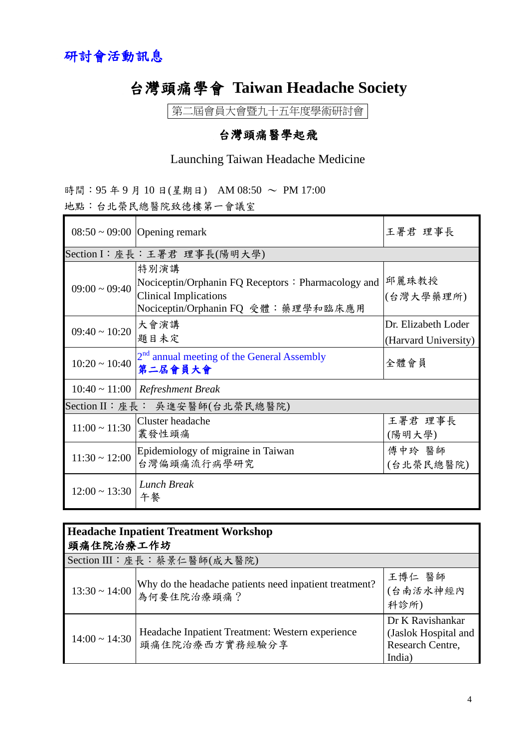研討會活動訊息

# 台灣頭痛學會 Taiwan Headache Society

第二屆會員大會暨九十五年度學術研討會

## 台灣頭痛醫學起飛

Launching Taiwan Headache Medicine

時間：95 年 9 月 10 日(星期日) AM 08:50 ～ PM 17:00

地點：台北榮民總醫院致德樓第一會議室

| 時間 | 內容 | 講者 |
|---|---|---|
| 08:50 ~ 09:00 | Opening remark | 王署君 理事長 |
| Section I：座長：王署君 理事長(陽明大學) | | |
| 09:00 ~ 09:40 | 特別演講<br>Nociceptin/Orphanin FQ Receptors：Pharmacology and Clinical Implications<br>Nociceptin/Orphanin FQ 受體：藥理學和臨床應用 | 邱麗珠教授<br>(台灣大學藥理所) |
| 09:40 ~ 10:20 | 大會演講<br>題目未定 | Dr. Elizabeth Loder<br>(Harvard University) |
| 10:20 ~ 10:40 | 2nd annual meeting of the General Assembly<br>**第二屆會員大會** | 全體會員 |
| 10:40 ~ 11:00 | *Refreshment Break* | |
| Section II：座長： 吳進安醫師(台北榮民總醫院) | | |
| 11:00 ~ 11:30 | Cluster headache<br>叢發性頭痛 | 王署君 理事長<br>(陽明大學) |
| 11:30 ~ 12:00 | Epidemiology of migraine in Taiwan<br>台灣偏頭痛流行病學研究 | 傅中玲 醫師<br>(台北榮民總醫院) |
| 12:00 ~ 13:30 | *Lunch Break*<br>午餐 | |

| **Headache Inpatient Treatment Workshop**<br>**頭痛住院治療工作坊** | | |
|---|---|---|
| Section III：座長：蔡景仁醫師(成大醫院) | | |
| 13:30 ~ 14:00 | Why do the headache patients need inpatient treatment?<br>為何要住院治療頭痛？ | 王博仁 醫師<br>(台南活水神經內科診所) |
| 14:00 ~ 14:30 | Headache Inpatient Treatment: Western experience<br>頭痛住院治療西方實務經驗分享 | Dr K Ravishankar<br>(Jaslok Hospital and Research Centre, India) |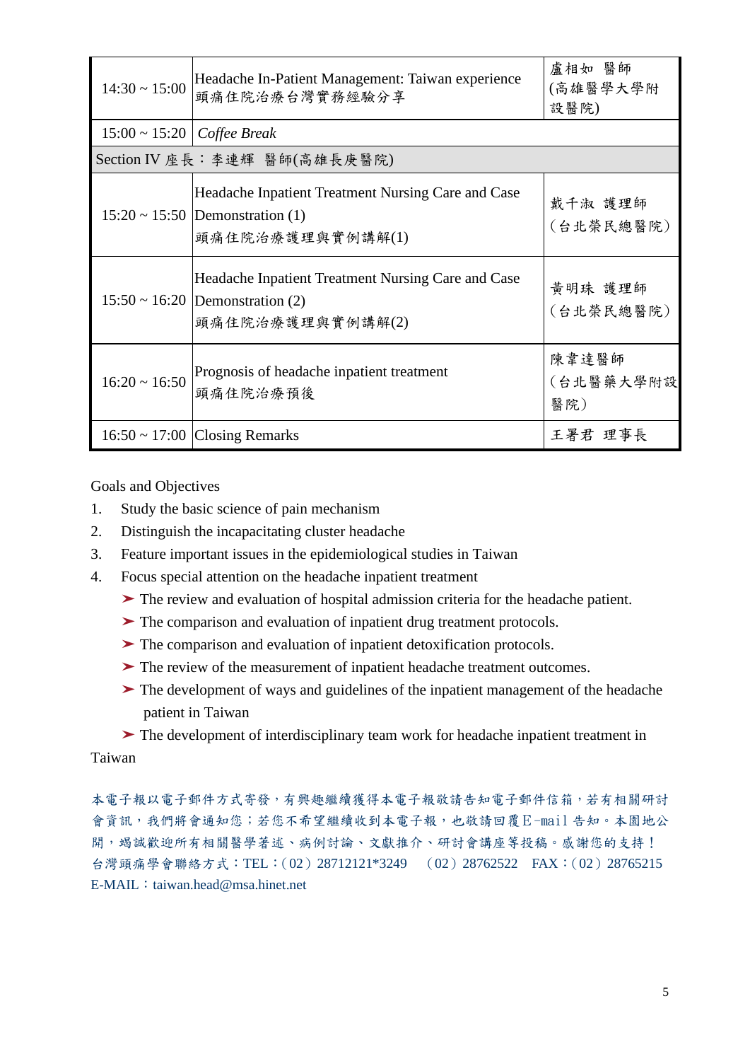| | | |
|---|---|---|
| 14:30 ~ 15:00 | Headache In-Patient Management: Taiwan experience<br>頭痛住院治療台灣實務經驗分享 | 盧相如 醫師<br>(高雄醫學大學附設醫院) |
| 15:00 ~ 15:20 | *Coffee Break* | |
| Section IV 座長：李連輝 醫師(高雄長庚醫院) | | |
| 15:20 ~ 15:50 | Headache Inpatient Treatment Nursing Care and Case Demonstration (1)<br>頭痛住院治療護理與實例講解(1) | 戴千淑 護理師<br>(台北榮民總醫院) |
| 15:50 ~ 16:20 | Headache Inpatient Treatment Nursing Care and Case Demonstration (2)<br>頭痛住院治療護理與實例講解(2) | 黃明珠 護理師<br>(台北榮民總醫院) |
| 16:20 ~ 16:50 | Prognosis of headache inpatient treatment<br>頭痛住院治療預後 | 陳韋達醫師<br>(台北醫藥大學附設醫院) |
| 16:50 ~ 17:00 | Closing Remarks | 王署君 理事長 |

Goals and Objectives

1. Study the basic science of pain mechanism
2. Distinguish the incapacitating cluster headache
3. Feature important issues in the epidemiological studies in Taiwan
4. Focus special attention on the headache inpatient treatment
   - ➢ The review and evaluation of hospital admission criteria for the headache patient.
   - ➢ The comparison and evaluation of inpatient drug treatment protocols.
   - ➢ The comparison and evaluation of inpatient detoxification protocols.
   - ➢ The review of the measurement of inpatient headache treatment outcomes.
   - ➢ The development of ways and guidelines of the inpatient management of the headache patient in Taiwan
   - ➢ The development of interdisciplinary team work for headache inpatient treatment in Taiwan

本電子報以電子郵件方式寄發，有興趣繼續獲得本電子報敬請告知電子郵件信箱，若有相關研討會資訊，我們將會通知您；若您不希望繼續收到本電子報，也敬請回覆E-mail告知。本園地公開，竭誠歡迎所有相關醫學著述、病例討論、文獻推介、研討會講座等投稿。感謝您的支持！
台灣頭痛學會聯絡方式：TEL：(02) 28712121*3249 (02) 28762522 FAX：(02) 28765215
E-MAIL：taiwan.head@msa.hinet.net